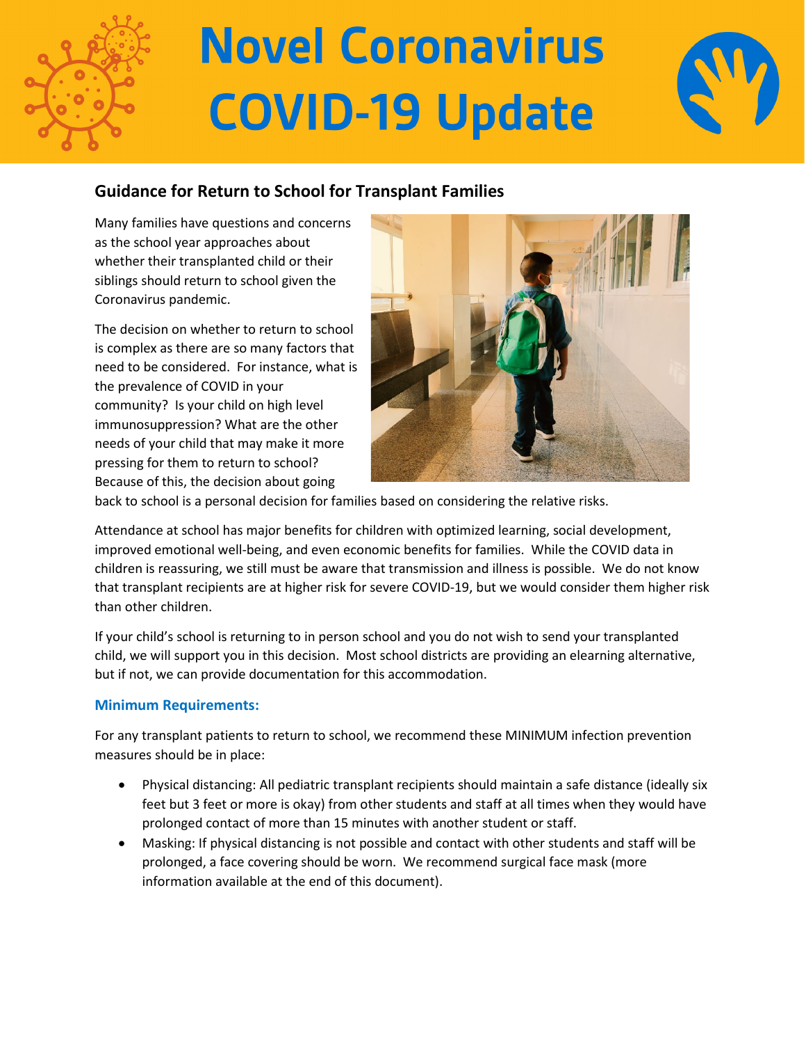# Novel Coronavirus COVID-19 Update

## Guidance for Return to School for Transplant Families

Many families have questions and concerns as the school year approaches about whether their transplanted child or their siblings should return to school given the Coronavirus pandemic.

The decision on whether to return to school is complex as there are so many factors that need to be considered. For instance, what is the prevalence of COVID in your community? Is your child on high level immunosuppression? What are the other needs of your child that may make it more pressing for them to return to school? Because of this, the decision about going back to school is a personal decision for families based on considering the relative risks.

Attendance at school has major benefits for children with optimized learning, social development, improved emotional well-being, and even economic benefits for families. While the COVID data in children is reassuring, we still must be aware that transmission and illness is possible. We do not know that transplant recipients are at higher risk for severe COVID-19, but we would consider them higher risk than other children.

If your child's school is returning to in person school and you do not wish to send your transplanted child, we will support you in this decision. Most school districts are providing an elearning alternative, but if not, we can provide documentation for this accommodation.

### Minimum Requirements:

For any transplant patients to return to school, we recommend these MINIMUM infection prevention measures should be in place:

- Physical distancing: All pediatric transplant recipients should maintain a safe distance (ideally six feet but 3 feet or more is okay) from other students and staff at all times when they would have prolonged contact of more than 15 minutes with another student or staff.
- Masking: If physical distancing is not possible and contact with other students and staff will be prolonged, a face covering should be worn. We recommend surgical face mask (more information available at the end of this document).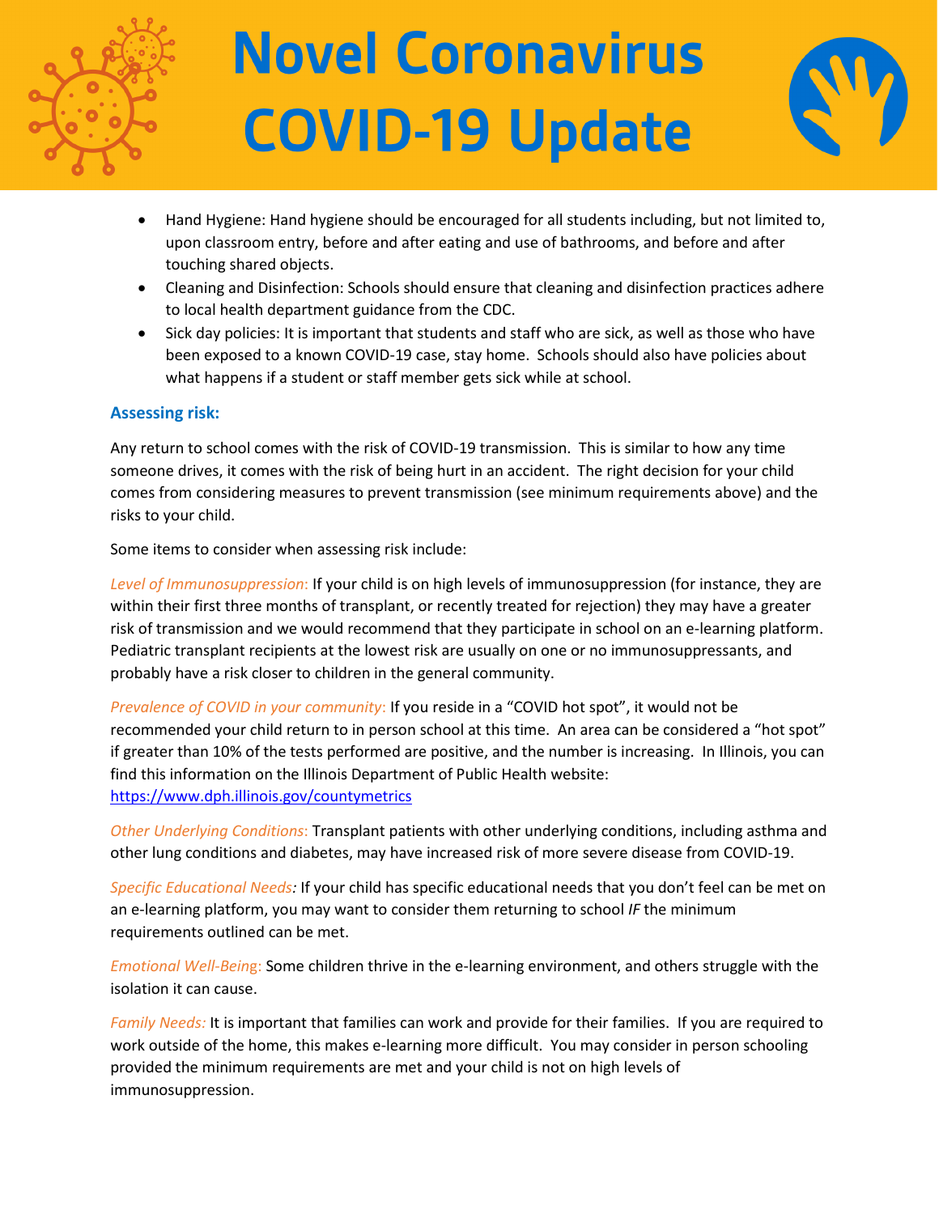# Novel Coronavirus COVID-19 Update

- Hand Hygiene: Hand hygiene should be encouraged for all students including, but not limited to, upon classroom entry, before and after eating and use of bathrooms, and before and after touching shared objects.
- Cleaning and Disinfection: Schools should ensure that cleaning and disinfection practices adhere to local health department guidance from the CDC.
- Sick day policies: It is important that students and staff who are sick, as well as those who have been exposed to a known COVID-19 case, stay home. Schools should also have policies about what happens if a student or staff member gets sick while at school.

### Assessing risk:

Any return to school comes with the risk of COVID-19 transmission. This is similar to how any time someone drives, it comes with the risk of being hurt in an accident. The right decision for your child comes from considering measures to prevent transmission (see minimum requirements above) and the risks to your child.

Some items to consider when assessing risk include:

*Level of Immunosuppression*: If your child is on high levels of immunosuppression (for instance, they are within their first three months of transplant, or recently treated for rejection) they may have a greater risk of transmission and we would recommend that they participate in school on an e-learning platform. Pediatric transplant recipients at the lowest risk are usually on one or no immunosuppressants, and probably have a risk closer to children in the general community.

*Prevalence of COVID in your community*: If you reside in a "COVID hot spot", it would not be recommended your child return to in person school at this time. An area can be considered a "hot spot" if greater than 10% of the tests performed are positive, and the number is increasing. In Illinois, you can find this information on the Illinois Department of Public Health website: https://www.dph.illinois.gov/countymetrics

*Other Underlying Conditions*: Transplant patients with other underlying conditions, including asthma and other lung conditions and diabetes, may have increased risk of more severe disease from COVID-19.

*Specific Educational Needs:* If your child has specific educational needs that you don't feel can be met on an e-learning platform, you may want to consider them returning to school *IF* the minimum requirements outlined can be met.

*Emotional Well-Being*: Some children thrive in the e-learning environment, and others struggle with the isolation it can cause.

*Family Needs:* It is important that families can work and provide for their families. If you are required to work outside of the home, this makes e-learning more difficult. You may consider in person schooling provided the minimum requirements are met and your child is not on high levels of immunosuppression.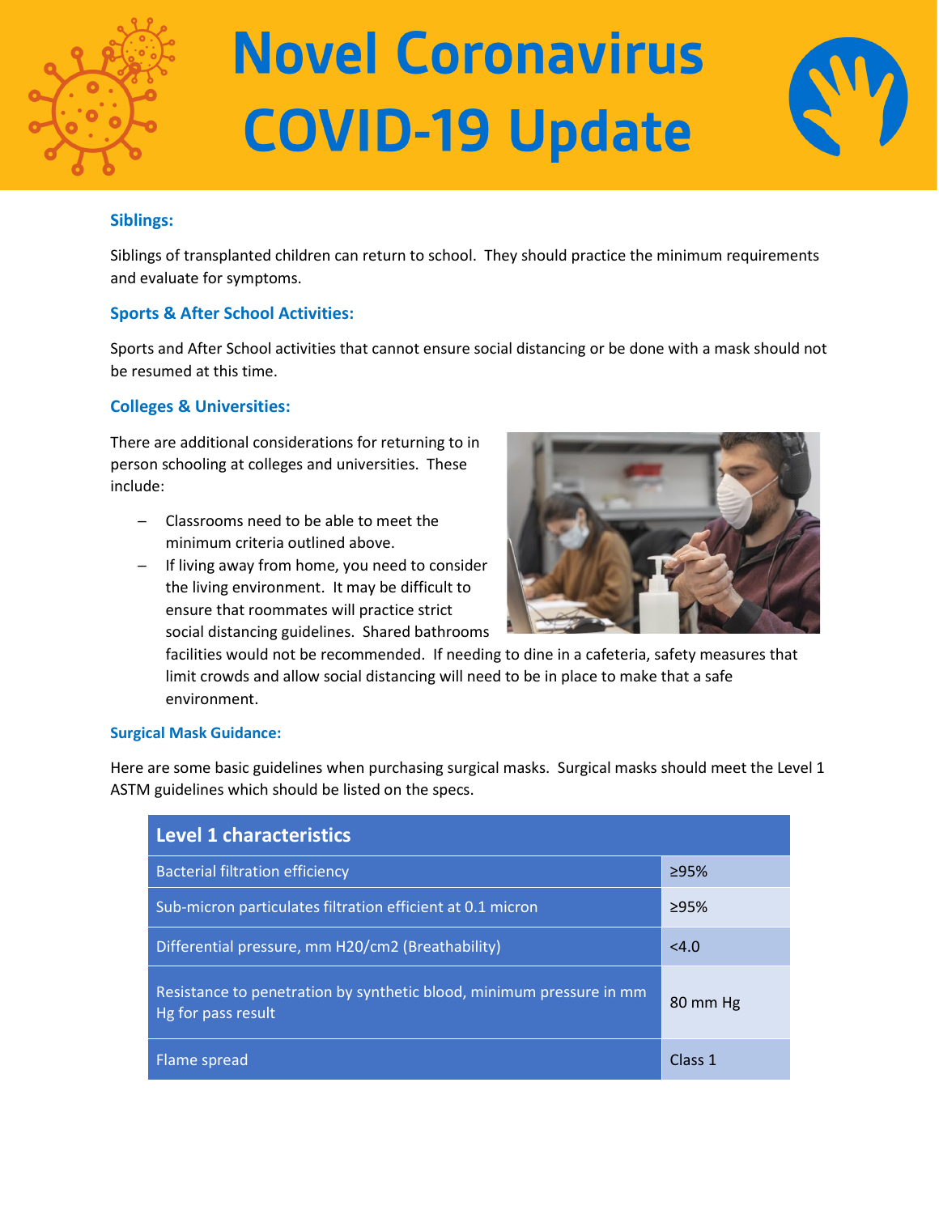# Novel Coronavirus COVID-19 Update

### Siblings:

Siblings of transplanted children can return to school. They should practice the minimum requirements and evaluate for symptoms.

### Sports & After School Activities:

Sports and After School activities that cannot ensure social distancing or be done with a mask should not be resumed at this time.

### Colleges & Universities:

There are additional considerations for returning to in person schooling at colleges and universities. These include:

- Classrooms need to be able to meet the minimum criteria outlined above.
- If living away from home, you need to consider the living environment. It may be difficult to ensure that roommates will practice strict social distancing guidelines. Shared bathrooms facilities would not be recommended. If needing to dine in a cafeteria, safety measures that limit crowds and allow social distancing will need to be in place to make that a safe environment.

### Surgical Mask Guidance:

Here are some basic guidelines when purchasing surgical masks. Surgical masks should meet the Level 1 ASTM guidelines which should be listed on the specs.

| Level 1 characteristics | |
|---|---|
| Bacterial filtration efficiency | ≥95% |
| Sub-micron particulates filtration efficient at 0.1 micron | ≥95% |
| Differential pressure, mm H20/cm2 (Breathability) | <4.0 |
| Resistance to penetration by synthetic blood, minimum pressure in mm Hg for pass result | 80 mm Hg |
| Flame spread | Class 1 |